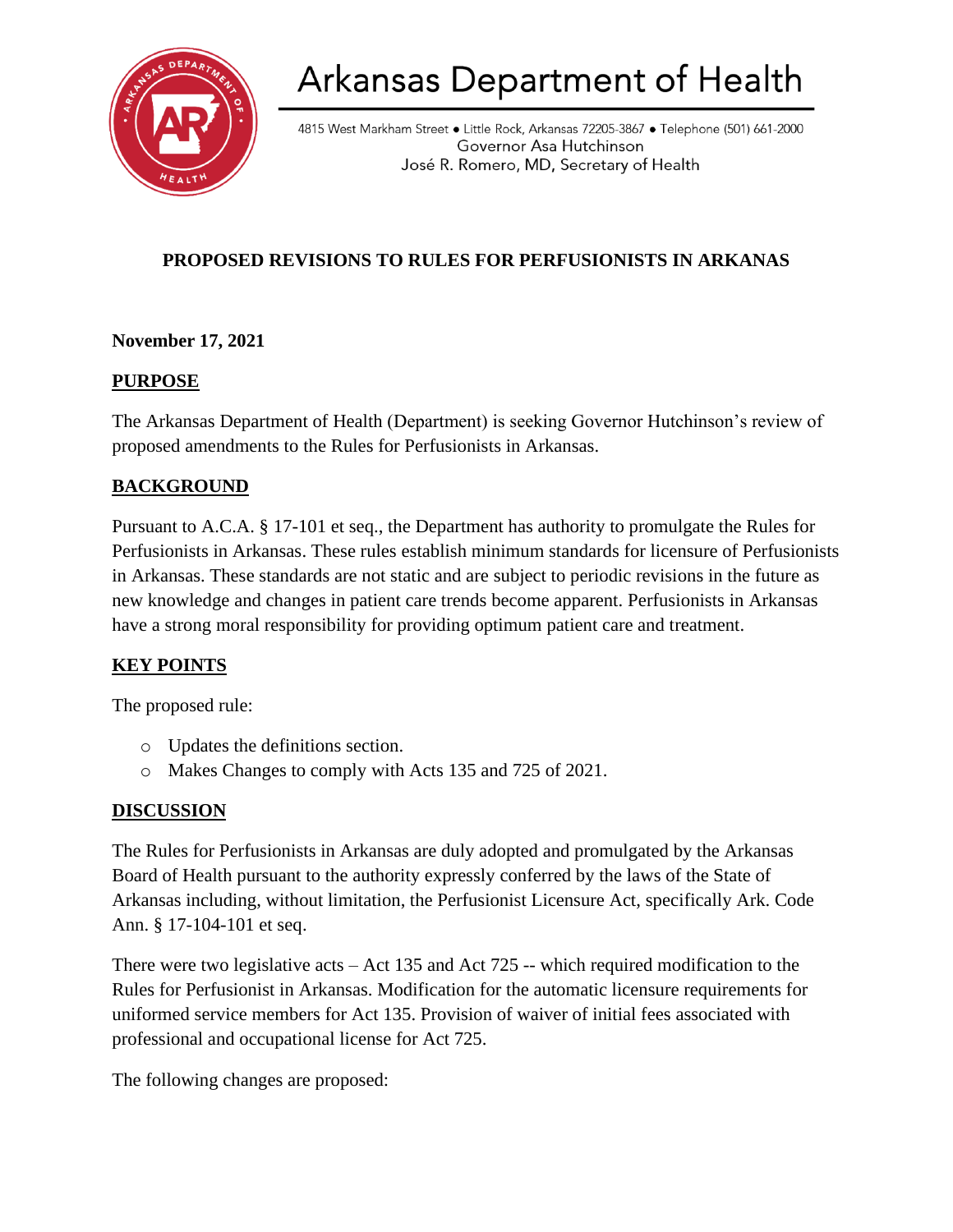# Arkansas Department of Health

4815 West Markham Street ● Little Rock, Arkansas 72205-3867 ● Telephone (501) 661-2000
Governor Asa Hutchinson
José R. Romero, MD, Secretary of Health

## PROPOSED REVISIONS TO RULES FOR PERFUSIONISTS IN ARKANAS

**November 17, 2021**

### PURPOSE

The Arkansas Department of Health (Department) is seeking Governor Hutchinson's review of proposed amendments to the Rules for Perfusionists in Arkansas.

### BACKGROUND

Pursuant to A.C.A. § 17-101 et seq., the Department has authority to promulgate the Rules for Perfusionists in Arkansas. These rules establish minimum standards for licensure of Perfusionists in Arkansas. These standards are not static and are subject to periodic revisions in the future as new knowledge and changes in patient care trends become apparent. Perfusionists in Arkansas have a strong moral responsibility for providing optimum patient care and treatment.

### KEY POINTS

The proposed rule:

- Updates the definitions section.
- Makes Changes to comply with Acts 135 and 725 of 2021.

### DISCUSSION

The Rules for Perfusionists in Arkansas are duly adopted and promulgated by the Arkansas Board of Health pursuant to the authority expressly conferred by the laws of the State of Arkansas including, without limitation, the Perfusionist Licensure Act, specifically Ark. Code Ann. § 17-104-101 et seq.

There were two legislative acts – Act 135 and Act 725 -- which required modification to the Rules for Perfusionist in Arkansas. Modification for the automatic licensure requirements for uniformed service members for Act 135. Provision of waiver of initial fees associated with professional and occupational license for Act 725.

The following changes are proposed: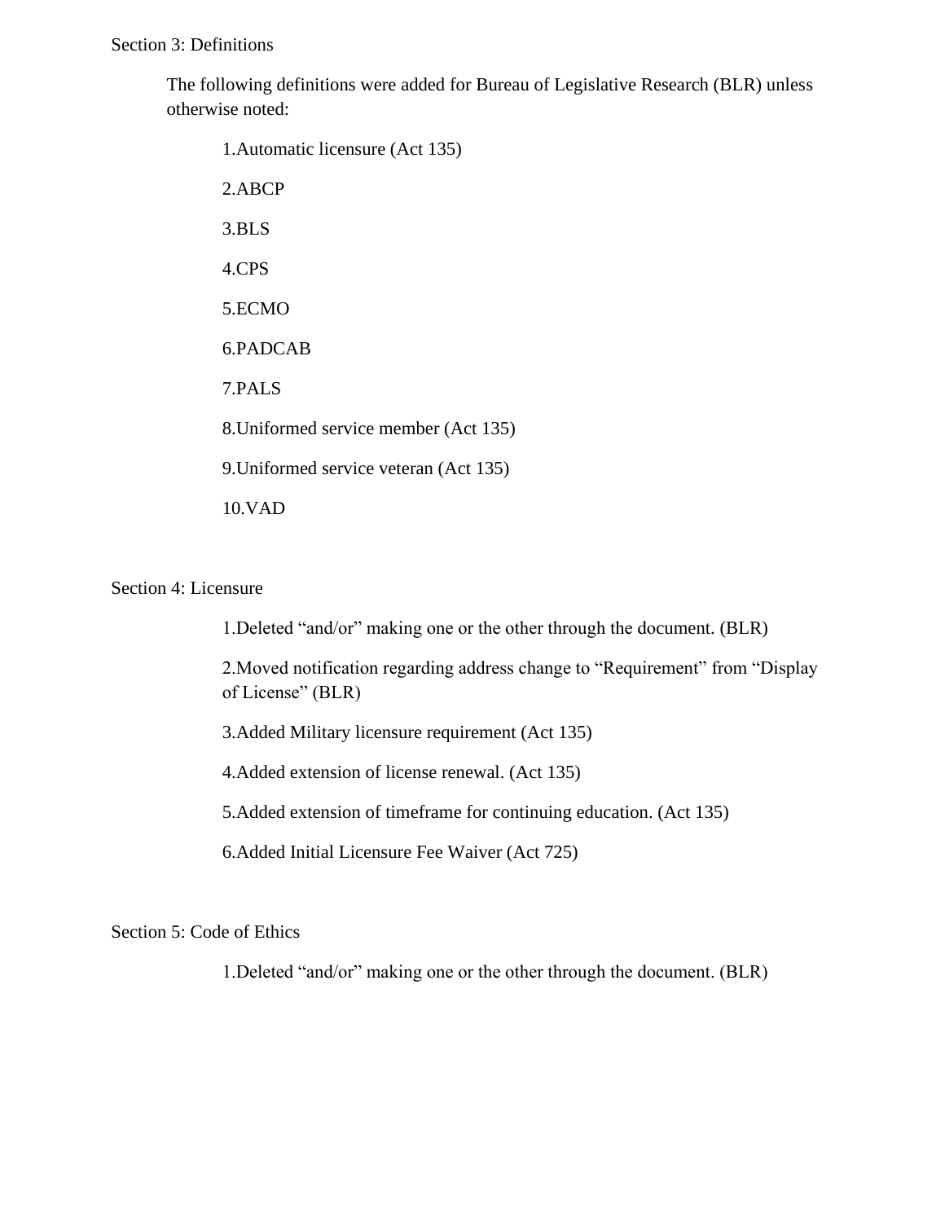Section 3: Definitions

The following definitions were added for Bureau of Legislative Research (BLR) unless otherwise noted:

1. Automatic licensure (Act 135)
2. ABCP
3. BLS
4. CPS
5. ECMO
6. PADCAB
7. PALS
8. Uniformed service member (Act 135)
9. Uniformed service veteran (Act 135)
10. VAD

Section 4: Licensure

1. Deleted “and/or” making one or the other through the document. (BLR)
2. Moved notification regarding address change to “Requirement” from “Display of License” (BLR)
3. Added Military licensure requirement (Act 135)
4. Added extension of license renewal. (Act 135)
5. Added extension of timeframe for continuing education. (Act 135)
6. Added Initial Licensure Fee Waiver (Act 725)

Section 5: Code of Ethics

1. Deleted “and/or” making one or the other through the document. (BLR)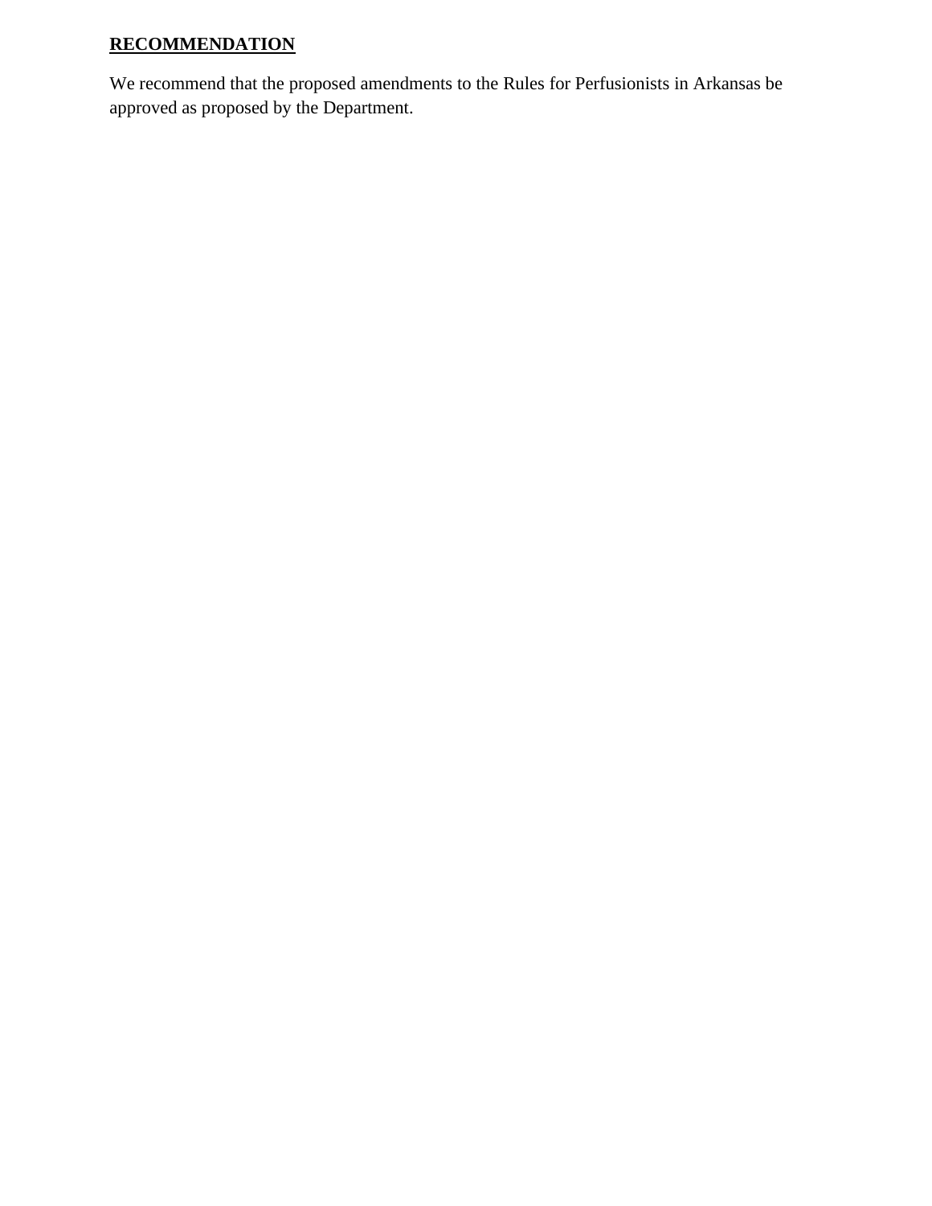## RECOMMENDATION

We recommend that the proposed amendments to the Rules for Perfusionists in Arkansas be approved as proposed by the Department.